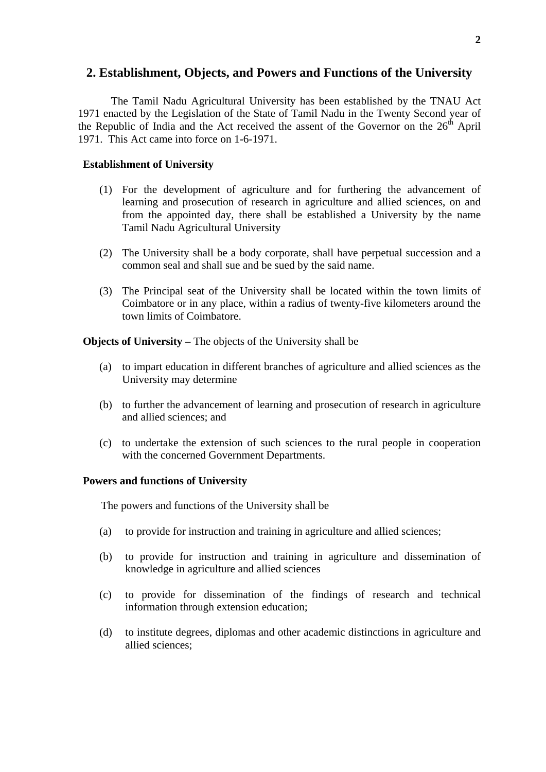## 2. Establishment, Objects, and Powers and Functions of the University

The Tamil Nadu Agricultural University has been established by the TNAU Act 1971 enacted by the Legislation of the State of Tamil Nadu in the Twenty Second year of the Republic of India and the Act received the assent of the Governor on the 26th April 1971. This Act came into force on 1-6-1971.

**Establishment of University**

(1) For the development of agriculture and for furthering the advancement of learning and prosecution of research in agriculture and allied sciences, on and from the appointed day, there shall be established a University by the name Tamil Nadu Agricultural University

(2) The University shall be a body corporate, shall have perpetual succession and a common seal and shall sue and be sued by the said name.

(3) The Principal seat of the University shall be located within the town limits of Coimbatore or in any place, within a radius of twenty-five kilometers around the town limits of Coimbatore.

**Objects of University –** The objects of the University shall be

(a) to impart education in different branches of agriculture and allied sciences as the University may determine

(b) to further the advancement of learning and prosecution of research in agriculture and allied sciences; and

(c) to undertake the extension of such sciences to the rural people in cooperation with the concerned Government Departments.

**Powers and functions of University**

The powers and functions of the University shall be

(a) to provide for instruction and training in agriculture and allied sciences;

(b) to provide for instruction and training in agriculture and dissemination of knowledge in agriculture and allied sciences

(c) to provide for dissemination of the findings of research and technical information through extension education;

(d) to institute degrees, diplomas and other academic distinctions in agriculture and allied sciences;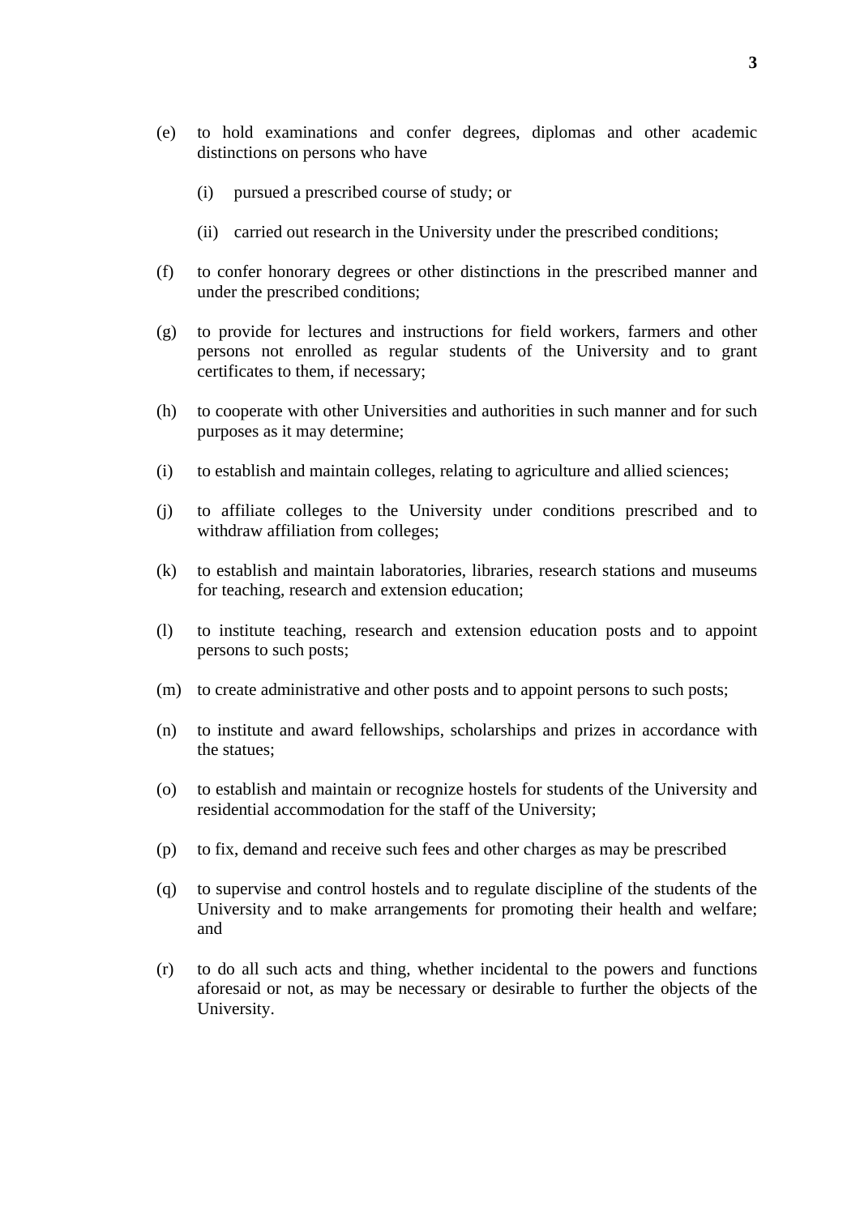(e) to hold examinations and confer degrees, diplomas and other academic distinctions on persons who have

   (i) pursued a prescribed course of study; or

   (ii) carried out research in the University under the prescribed conditions;

(f) to confer honorary degrees or other distinctions in the prescribed manner and under the prescribed conditions;

(g) to provide for lectures and instructions for field workers, farmers and other persons not enrolled as regular students of the University and to grant certificates to them, if necessary;

(h) to cooperate with other Universities and authorities in such manner and for such purposes as it may determine;

(i) to establish and maintain colleges, relating to agriculture and allied sciences;

(j) to affiliate colleges to the University under conditions prescribed and to withdraw affiliation from colleges;

(k) to establish and maintain laboratories, libraries, research stations and museums for teaching, research and extension education;

(l) to institute teaching, research and extension education posts and to appoint persons to such posts;

(m) to create administrative and other posts and to appoint persons to such posts;

(n) to institute and award fellowships, scholarships and prizes in accordance with the statues;

(o) to establish and maintain or recognize hostels for students of the University and residential accommodation for the staff of the University;

(p) to fix, demand and receive such fees and other charges as may be prescribed

(q) to supervise and control hostels and to regulate discipline of the students of the University and to make arrangements for promoting their health and welfare; and

(r) to do all such acts and thing, whether incidental to the powers and functions aforesaid or not, as may be necessary or desirable to further the objects of the University.